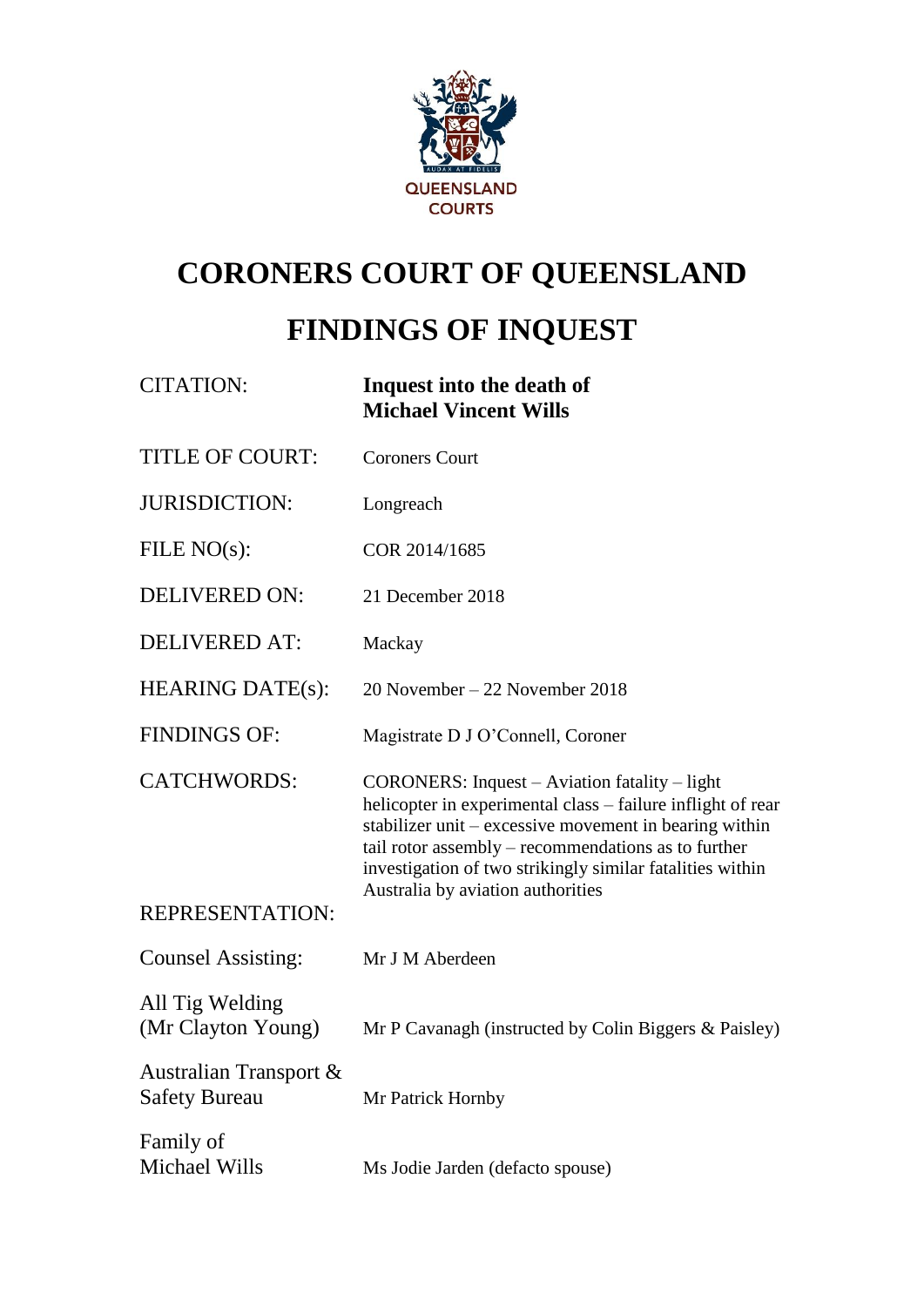QUEENSLAND COURTS

# CORONERS COURT OF QUEENSLAND

# FINDINGS OF INQUEST

| | |
|---|---|
| CITATION: | **Inquest into the death of Michael Vincent Wills** |
| TITLE OF COURT: | Coroners Court |
| JURISDICTION: | Longreach |
| FILE NO(s): | COR 2014/1685 |
| DELIVERED ON: | 21 December 2018 |
| DELIVERED AT: | Mackay |
| HEARING DATE(s): | 20 November – 22 November 2018 |
| FINDINGS OF: | Magistrate D J O'Connell, Coroner |
| CATCHWORDS: | CORONERS: Inquest – Aviation fatality – light helicopter in experimental class – failure inflight of rear stabilizer unit – excessive movement in bearing within tail rotor assembly – recommendations as to further investigation of two strikingly similar fatalities within Australia by aviation authorities |

REPRESENTATION:

| | |
|---|---|
| Counsel Assisting: | Mr J M Aberdeen |
| All Tig Welding (Mr Clayton Young) | Mr P Cavanagh (instructed by Colin Biggers & Paisley) |
| Australian Transport & Safety Bureau | Mr Patrick Hornby |
| Family of Michael Wills | Ms Jodie Jarden (defacto spouse) |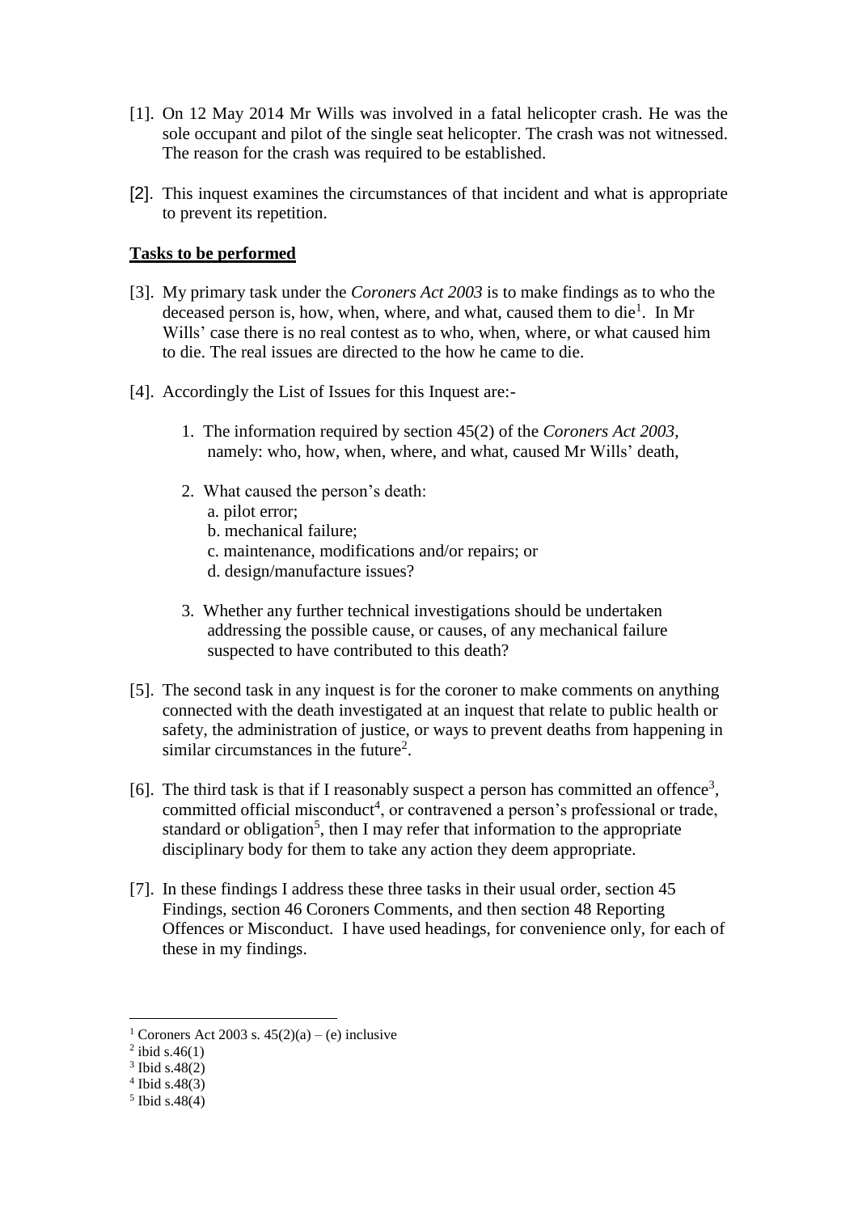[1]. On 12 May 2014 Mr Wills was involved in a fatal helicopter crash. He was the sole occupant and pilot of the single seat helicopter. The crash was not witnessed. The reason for the crash was required to be established.

[2]. This inquest examines the circumstances of that incident and what is appropriate to prevent its repetition.

**Tasks to be performed**

[3]. My primary task under the *Coroners Act 2003* is to make findings as to who the deceased person is, how, when, where, and what, caused them to die[1]. In Mr Wills' case there is no real contest as to who, when, where, or what caused him to die. The real issues are directed to the how he came to die.

[4]. Accordingly the List of Issues for this Inquest are:-

1. The information required by section 45(2) of the *Coroners Act 2003*, namely: who, how, when, where, and what, caused Mr Wills' death,

2. What caused the person's death:
   a. pilot error;
   b. mechanical failure;
   c. maintenance, modifications and/or repairs; or
   d. design/manufacture issues?

3. Whether any further technical investigations should be undertaken addressing the possible cause, or causes, of any mechanical failure suspected to have contributed to this death?

[5]. The second task in any inquest is for the coroner to make comments on anything connected with the death investigated at an inquest that relate to public health or safety, the administration of justice, or ways to prevent deaths from happening in similar circumstances in the future[2].

[6]. The third task is that if I reasonably suspect a person has committed an offence[3], committed official misconduct[4], or contravened a person's professional or trade, standard or obligation[5], then I may refer that information to the appropriate disciplinary body for them to take any action they deem appropriate.

[7]. In these findings I address these three tasks in their usual order, section 45 Findings, section 46 Coroners Comments, and then section 48 Reporting Offences or Misconduct. I have used headings, for convenience only, for each of these in my findings.

---

[1] Coroners Act 2003 s. 45(2)(a) – (e) inclusive
[2] ibid s.46(1)
[3] Ibid s.48(2)
[4] Ibid s.48(3)
[5] Ibid s.48(4)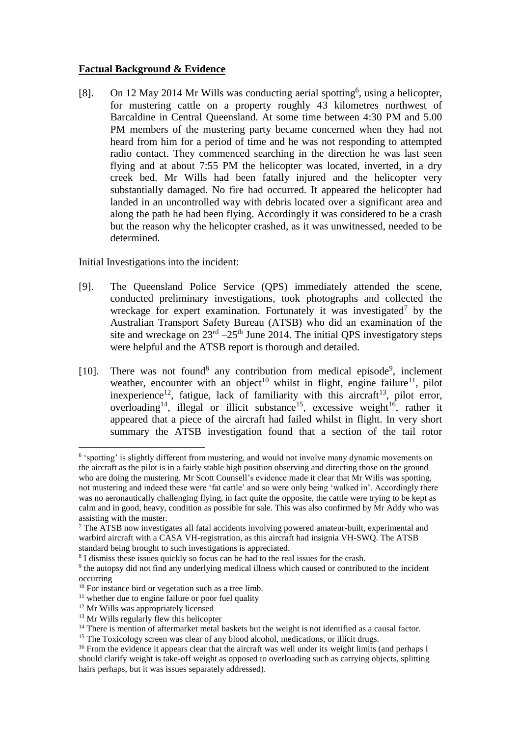## **Factual Background & Evidence**

[8]. On 12 May 2014 Mr Wills was conducting aerial spotting[6], using a helicopter, for mustering cattle on a property roughly 43 kilometres northwest of Barcaldine in Central Queensland. At some time between 4:30 PM and 5.00 PM members of the mustering party became concerned when they had not heard from him for a period of time and he was not responding to attempted radio contact. They commenced searching in the direction he was last seen flying and at about 7:55 PM the helicopter was located, inverted, in a dry creek bed. Mr Wills had been fatally injured and the helicopter very substantially damaged. No fire had occurred. It appeared the helicopter had landed in an uncontrolled way with debris located over a significant area and along the path he had been flying. Accordingly it was considered to be a crash but the reason why the helicopter crashed, as it was unwitnessed, needed to be determined.

Initial Investigations into the incident:

[9]. The Queensland Police Service (QPS) immediately attended the scene, conducted preliminary investigations, took photographs and collected the wreckage for expert examination. Fortunately it was investigated[7] by the Australian Transport Safety Bureau (ATSB) who did an examination of the site and wreckage on 23rd –25th June 2014. The initial QPS investigatory steps were helpful and the ATSB report is thorough and detailed.

[10]. There was not found[8] any contribution from medical episode[9], inclement weather, encounter with an object[10] whilst in flight, engine failure[11], pilot inexperience[12], fatigue, lack of familiarity with this aircraft[13], pilot error, overloading[14], illegal or illicit substance[15], excessive weight[16], rather it appeared that a piece of the aircraft had failed whilst in flight. In very short summary the ATSB investigation found that a section of the tail rotor

---

[6] 'spotting' is slightly different from mustering, and would not involve many dynamic movements on the aircraft as the pilot is in a fairly stable high position observing and directing those on the ground who are doing the mustering. Mr Scott Counsell's evidence made it clear that Mr Wills was spotting, not mustering and indeed these were 'fat cattle' and so were only being 'walked in'. Accordingly there was no aeronautically challenging flying, in fact quite the opposite, the cattle were trying to be kept as calm and in good, heavy, condition as possible for sale. This was also confirmed by Mr Addy who was assisting with the muster.

[7] The ATSB now investigates all fatal accidents involving powered amateur-built, experimental and warbird aircraft with a CASA VH-registration, as this aircraft had insignia VH-SWQ. The ATSB standard being brought to such investigations is appreciated.

[8] I dismiss these issues quickly so focus can be had to the real issues for the crash.

[9] the autopsy did not find any underlying medical illness which caused or contributed to the incident occurring

[10] For instance bird or vegetation such as a tree limb.

[11] whether due to engine failure or poor fuel quality

[12] Mr Wills was appropriately licensed

[13] Mr Wills regularly flew this helicopter

[14] There is mention of aftermarket metal baskets but the weight is not identified as a causal factor.

[15] The Toxicology screen was clear of any blood alcohol, medications, or illicit drugs.

[16] From the evidence it appears clear that the aircraft was well under its weight limits (and perhaps I should clarify weight is take-off weight as opposed to overloading such as carrying objects, splitting hairs perhaps, but it was issues separately addressed).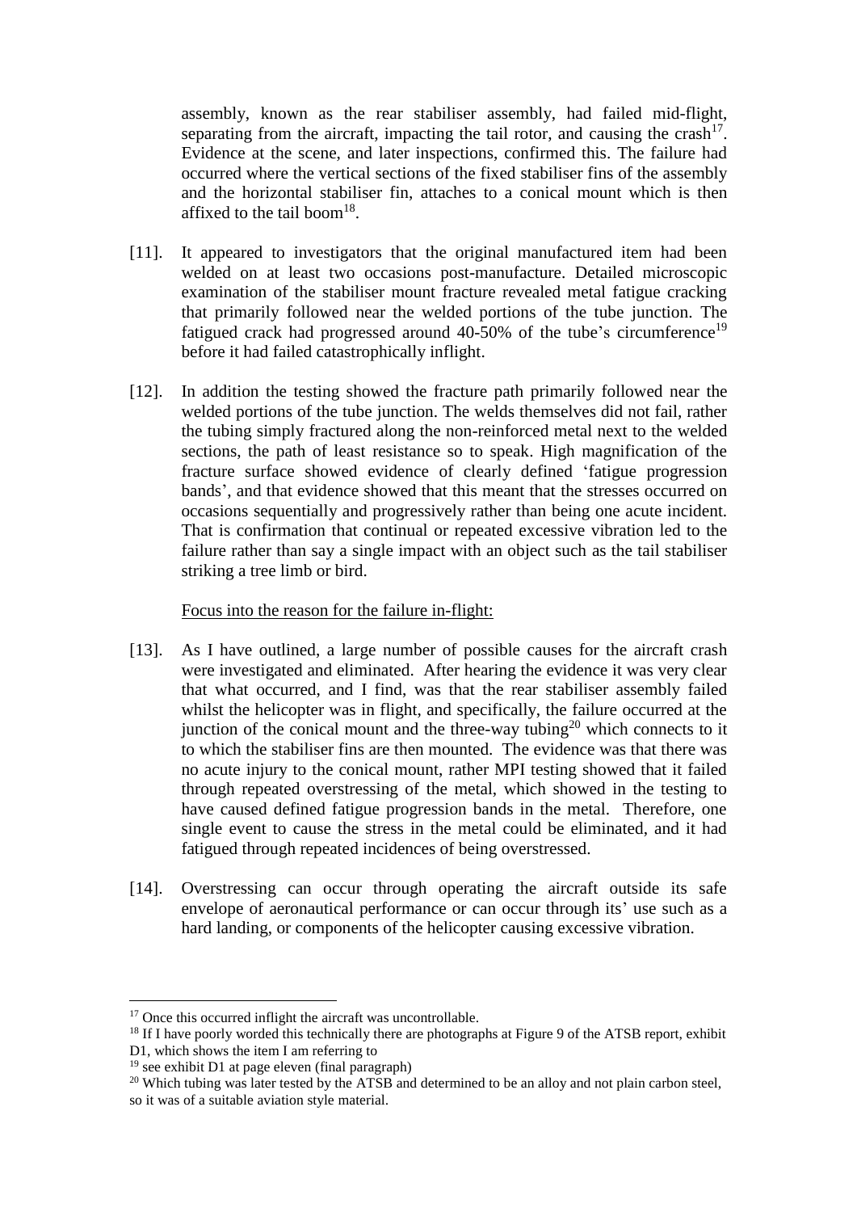assembly, known as the rear stabiliser assembly, had failed mid-flight, separating from the aircraft, impacting the tail rotor, and causing the crash[17]. Evidence at the scene, and later inspections, confirmed this. The failure had occurred where the vertical sections of the fixed stabiliser fins of the assembly and the horizontal stabiliser fin, attaches to a conical mount which is then affixed to the tail boom[18].

[11]. It appeared to investigators that the original manufactured item had been welded on at least two occasions post-manufacture. Detailed microscopic examination of the stabiliser mount fracture revealed metal fatigue cracking that primarily followed near the welded portions of the tube junction. The fatigued crack had progressed around 40-50% of the tube's circumference[19] before it had failed catastrophically inflight.

[12]. In addition the testing showed the fracture path primarily followed near the welded portions of the tube junction. The welds themselves did not fail, rather the tubing simply fractured along the non-reinforced metal next to the welded sections, the path of least resistance so to speak. High magnification of the fracture surface showed evidence of clearly defined 'fatigue progression bands', and that evidence showed that this meant that the stresses occurred on occasions sequentially and progressively rather than being one acute incident. That is confirmation that continual or repeated excessive vibration led to the failure rather than say a single impact with an object such as the tail stabiliser striking a tree limb or bird.

Focus into the reason for the failure in-flight:

[13]. As I have outlined, a large number of possible causes for the aircraft crash were investigated and eliminated. After hearing the evidence it was very clear that what occurred, and I find, was that the rear stabiliser assembly failed whilst the helicopter was in flight, and specifically, the failure occurred at the junction of the conical mount and the three-way tubing[20] which connects to it to which the stabiliser fins are then mounted. The evidence was that there was no acute injury to the conical mount, rather MPI testing showed that it failed through repeated overstressing of the metal, which showed in the testing to have caused defined fatigue progression bands in the metal. Therefore, one single event to cause the stress in the metal could be eliminated, and it had fatigued through repeated incidences of being overstressed.

[14]. Overstressing can occur through operating the aircraft outside its safe envelope of aeronautical performance or can occur through its' use such as a hard landing, or components of the helicopter causing excessive vibration.

---

[17] Once this occurred inflight the aircraft was uncontrollable.

[18] If I have poorly worded this technically there are photographs at Figure 9 of the ATSB report, exhibit D1, which shows the item I am referring to

[19] see exhibit D1 at page eleven (final paragraph)

[20] Which tubing was later tested by the ATSB and determined to be an alloy and not plain carbon steel, so it was of a suitable aviation style material.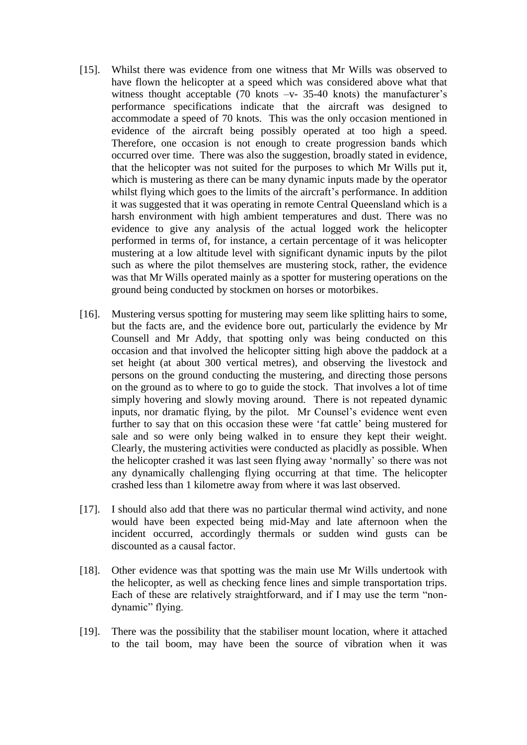[15]. Whilst there was evidence from one witness that Mr Wills was observed to have flown the helicopter at a speed which was considered above what that witness thought acceptable (70 knots –v- 35-40 knots) the manufacturer's performance specifications indicate that the aircraft was designed to accommodate a speed of 70 knots. This was the only occasion mentioned in evidence of the aircraft being possibly operated at too high a speed. Therefore, one occasion is not enough to create progression bands which occurred over time. There was also the suggestion, broadly stated in evidence, that the helicopter was not suited for the purposes to which Mr Wills put it, which is mustering as there can be many dynamic inputs made by the operator whilst flying which goes to the limits of the aircraft's performance. In addition it was suggested that it was operating in remote Central Queensland which is a harsh environment with high ambient temperatures and dust. There was no evidence to give any analysis of the actual logged work the helicopter performed in terms of, for instance, a certain percentage of it was helicopter mustering at a low altitude level with significant dynamic inputs by the pilot such as where the pilot themselves are mustering stock, rather, the evidence was that Mr Wills operated mainly as a spotter for mustering operations on the ground being conducted by stockmen on horses or motorbikes.

[16]. Mustering versus spotting for mustering may seem like splitting hairs to some, but the facts are, and the evidence bore out, particularly the evidence by Mr Counsell and Mr Addy, that spotting only was being conducted on this occasion and that involved the helicopter sitting high above the paddock at a set height (at about 300 vertical metres), and observing the livestock and persons on the ground conducting the mustering, and directing those persons on the ground as to where to go to guide the stock. That involves a lot of time simply hovering and slowly moving around. There is not repeated dynamic inputs, nor dramatic flying, by the pilot. Mr Counsel's evidence went even further to say that on this occasion these were 'fat cattle' being mustered for sale and so were only being walked in to ensure they kept their weight. Clearly, the mustering activities were conducted as placidly as possible. When the helicopter crashed it was last seen flying away 'normally' so there was not any dynamically challenging flying occurring at that time. The helicopter crashed less than 1 kilometre away from where it was last observed.

[17]. I should also add that there was no particular thermal wind activity, and none would have been expected being mid-May and late afternoon when the incident occurred, accordingly thermals or sudden wind gusts can be discounted as a causal factor.

[18]. Other evidence was that spotting was the main use Mr Wills undertook with the helicopter, as well as checking fence lines and simple transportation trips. Each of these are relatively straightforward, and if I may use the term "non-dynamic" flying.

[19]. There was the possibility that the stabiliser mount location, where it attached to the tail boom, may have been the source of vibration when it was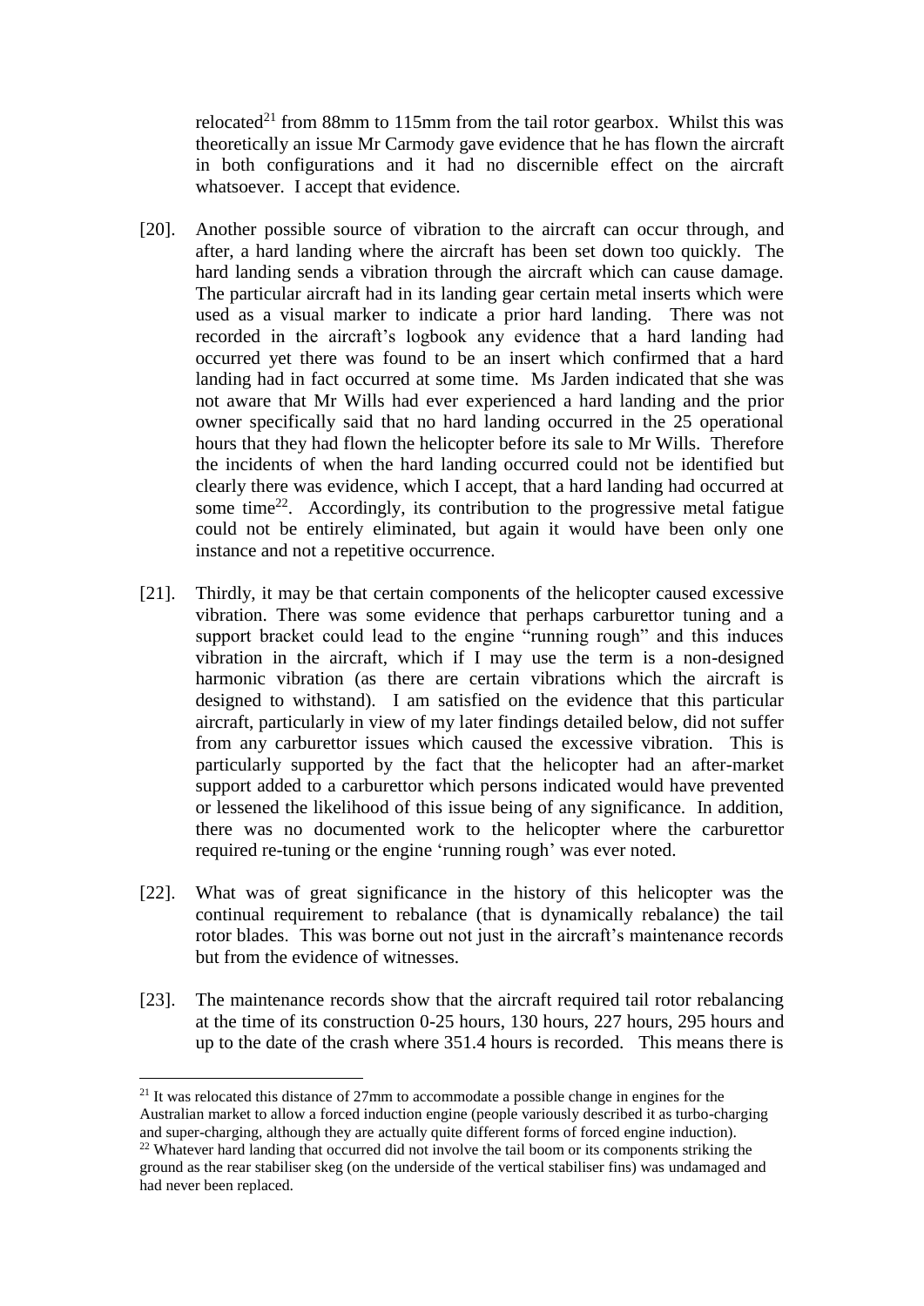relocated[21] from 88mm to 115mm from the tail rotor gearbox. Whilst this was theoretically an issue Mr Carmody gave evidence that he has flown the aircraft in both configurations and it had no discernible effect on the aircraft whatsoever. I accept that evidence.

[20]. Another possible source of vibration to the aircraft can occur through, and after, a hard landing where the aircraft has been set down too quickly. The hard landing sends a vibration through the aircraft which can cause damage. The particular aircraft had in its landing gear certain metal inserts which were used as a visual marker to indicate a prior hard landing. There was not recorded in the aircraft's logbook any evidence that a hard landing had occurred yet there was found to be an insert which confirmed that a hard landing had in fact occurred at some time. Ms Jarden indicated that she was not aware that Mr Wills had ever experienced a hard landing and the prior owner specifically said that no hard landing occurred in the 25 operational hours that they had flown the helicopter before its sale to Mr Wills. Therefore the incidents of when the hard landing occurred could not be identified but clearly there was evidence, which I accept, that a hard landing had occurred at some time[22]. Accordingly, its contribution to the progressive metal fatigue could not be entirely eliminated, but again it would have been only one instance and not a repetitive occurrence.

[21]. Thirdly, it may be that certain components of the helicopter caused excessive vibration. There was some evidence that perhaps carburettor tuning and a support bracket could lead to the engine "running rough" and this induces vibration in the aircraft, which if I may use the term is a non-designed harmonic vibration (as there are certain vibrations which the aircraft is designed to withstand). I am satisfied on the evidence that this particular aircraft, particularly in view of my later findings detailed below, did not suffer from any carburettor issues which caused the excessive vibration. This is particularly supported by the fact that the helicopter had an after-market support added to a carburettor which persons indicated would have prevented or lessened the likelihood of this issue being of any significance. In addition, there was no documented work to the helicopter where the carburettor required re-tuning or the engine 'running rough' was ever noted.

[22]. What was of great significance in the history of this helicopter was the continual requirement to rebalance (that is dynamically rebalance) the tail rotor blades. This was borne out not just in the aircraft's maintenance records but from the evidence of witnesses.

[23]. The maintenance records show that the aircraft required tail rotor rebalancing at the time of its construction 0-25 hours, 130 hours, 227 hours, 295 hours and up to the date of the crash where 351.4 hours is recorded. This means there is

[21] It was relocated this distance of 27mm to accommodate a possible change in engines for the Australian market to allow a forced induction engine (people variously described it as turbo-charging and super-charging, although they are actually quite different forms of forced engine induction).

[22] Whatever hard landing that occurred did not involve the tail boom or its components striking the ground as the rear stabiliser skeg (on the underside of the vertical stabiliser fins) was undamaged and had never been replaced.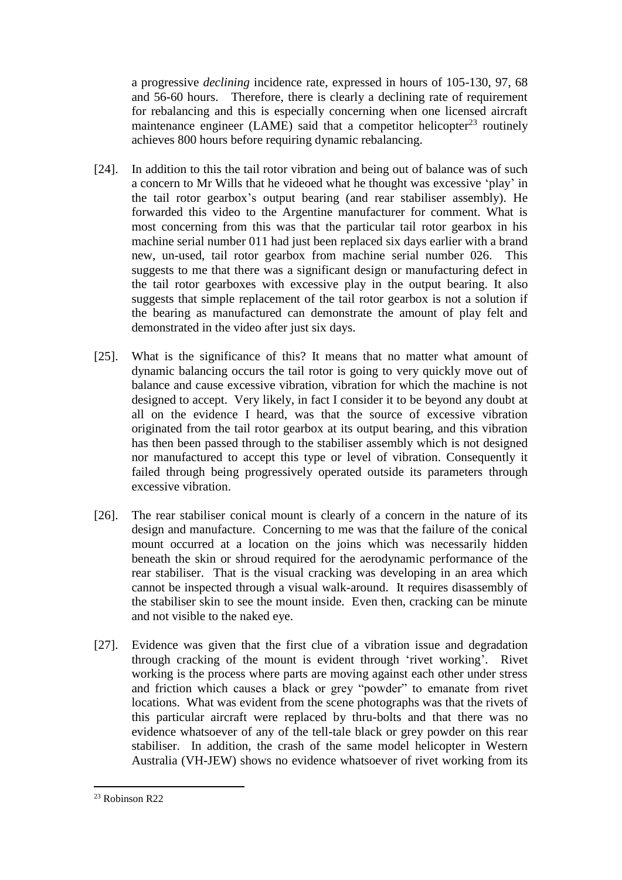a progressive *declining* incidence rate, expressed in hours of 105-130, 97, 68 and 56-60 hours. Therefore, there is clearly a declining rate of requirement for rebalancing and this is especially concerning when one licensed aircraft maintenance engineer (LAME) said that a competitor helicopter[23] routinely achieves 800 hours before requiring dynamic rebalancing.

[24]. In addition to this the tail rotor vibration and being out of balance was of such a concern to Mr Wills that he videoed what he thought was excessive 'play' in the tail rotor gearbox's output bearing (and rear stabiliser assembly). He forwarded this video to the Argentine manufacturer for comment. What is most concerning from this was that the particular tail rotor gearbox in his machine serial number 011 had just been replaced six days earlier with a brand new, un-used, tail rotor gearbox from machine serial number 026. This suggests to me that there was a significant design or manufacturing defect in the tail rotor gearboxes with excessive play in the output bearing. It also suggests that simple replacement of the tail rotor gearbox is not a solution if the bearing as manufactured can demonstrate the amount of play felt and demonstrated in the video after just six days.

[25]. What is the significance of this? It means that no matter what amount of dynamic balancing occurs the tail rotor is going to very quickly move out of balance and cause excessive vibration, vibration for which the machine is not designed to accept. Very likely, in fact I consider it to be beyond any doubt at all on the evidence I heard, was that the source of excessive vibration originated from the tail rotor gearbox at its output bearing, and this vibration has then been passed through to the stabiliser assembly which is not designed nor manufactured to accept this type or level of vibration. Consequently it failed through being progressively operated outside its parameters through excessive vibration.

[26]. The rear stabiliser conical mount is clearly of a concern in the nature of its design and manufacture. Concerning to me was that the failure of the conical mount occurred at a location on the joins which was necessarily hidden beneath the skin or shroud required for the aerodynamic performance of the rear stabiliser. That is the visual cracking was developing in an area which cannot be inspected through a visual walk-around. It requires disassembly of the stabiliser skin to see the mount inside. Even then, cracking can be minute and not visible to the naked eye.

[27]. Evidence was given that the first clue of a vibration issue and degradation through cracking of the mount is evident through 'rivet working'. Rivet working is the process where parts are moving against each other under stress and friction which causes a black or grey "powder" to emanate from rivet locations. What was evident from the scene photographs was that the rivets of this particular aircraft were replaced by thru-bolts and that there was no evidence whatsoever of any of the tell-tale black or grey powder on this rear stabiliser. In addition, the crash of the same model helicopter in Western Australia (VH-JEW) shows no evidence whatsoever of rivet working from its

---

[23] Robinson R22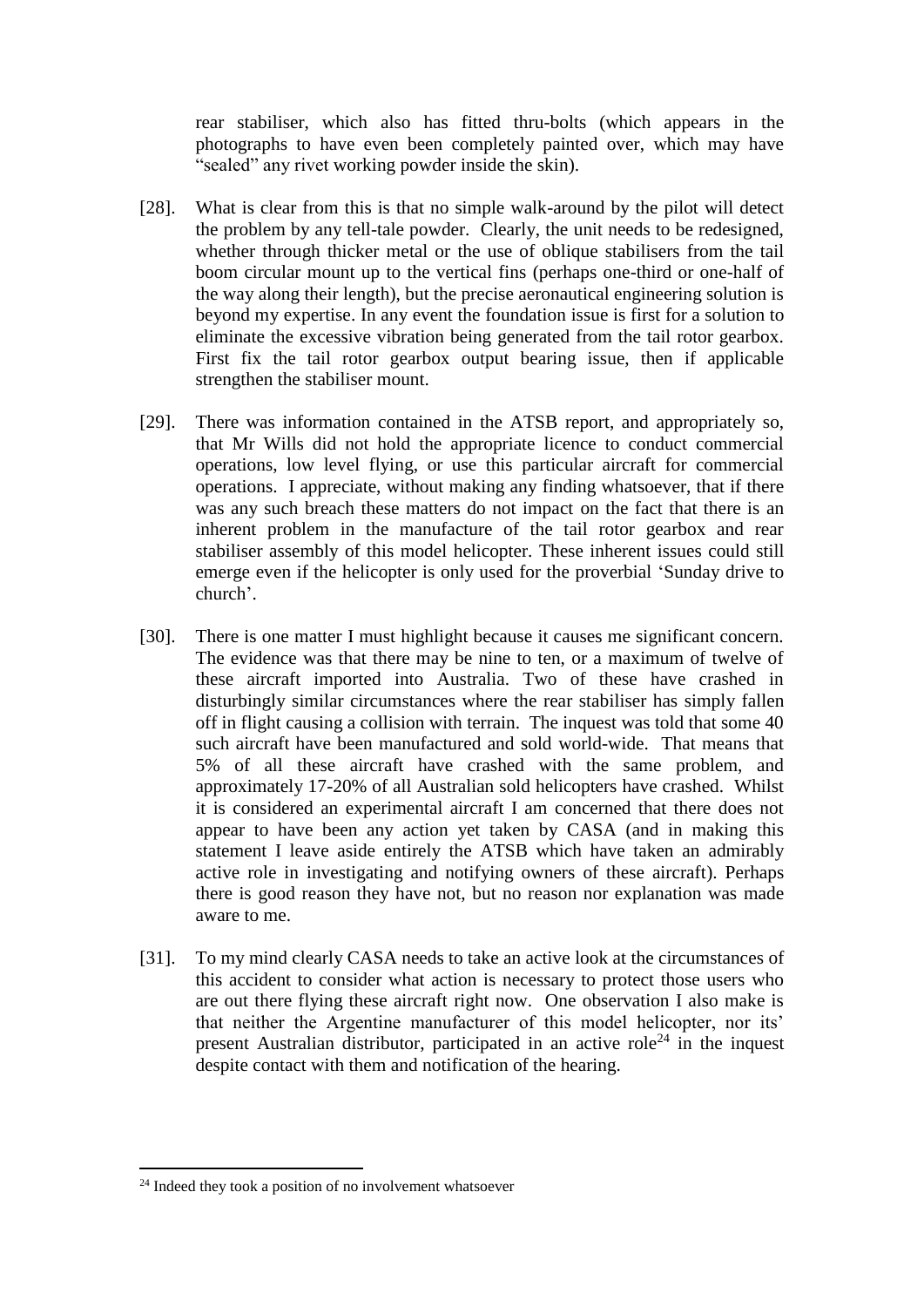rear stabiliser, which also has fitted thru-bolts (which appears in the photographs to have even been completely painted over, which may have "sealed" any rivet working powder inside the skin).

[28]. What is clear from this is that no simple walk-around by the pilot will detect the problem by any tell-tale powder. Clearly, the unit needs to be redesigned, whether through thicker metal or the use of oblique stabilisers from the tail boom circular mount up to the vertical fins (perhaps one-third or one-half of the way along their length), but the precise aeronautical engineering solution is beyond my expertise. In any event the foundation issue is first for a solution to eliminate the excessive vibration being generated from the tail rotor gearbox. First fix the tail rotor gearbox output bearing issue, then if applicable strengthen the stabiliser mount.

[29]. There was information contained in the ATSB report, and appropriately so, that Mr Wills did not hold the appropriate licence to conduct commercial operations, low level flying, or use this particular aircraft for commercial operations. I appreciate, without making any finding whatsoever, that if there was any such breach these matters do not impact on the fact that there is an inherent problem in the manufacture of the tail rotor gearbox and rear stabiliser assembly of this model helicopter. These inherent issues could still emerge even if the helicopter is only used for the proverbial 'Sunday drive to church'.

[30]. There is one matter I must highlight because it causes me significant concern. The evidence was that there may be nine to ten, or a maximum of twelve of these aircraft imported into Australia. Two of these have crashed in disturbingly similar circumstances where the rear stabiliser has simply fallen off in flight causing a collision with terrain. The inquest was told that some 40 such aircraft have been manufactured and sold world-wide. That means that 5% of all these aircraft have crashed with the same problem, and approximately 17-20% of all Australian sold helicopters have crashed. Whilst it is considered an experimental aircraft I am concerned that there does not appear to have been any action yet taken by CASA (and in making this statement I leave aside entirely the ATSB which have taken an admirably active role in investigating and notifying owners of these aircraft). Perhaps there is good reason they have not, but no reason nor explanation was made aware to me.

[31]. To my mind clearly CASA needs to take an active look at the circumstances of this accident to consider what action is necessary to protect those users who are out there flying these aircraft right now. One observation I also make is that neither the Argentine manufacturer of this model helicopter, nor its' present Australian distributor, participated in an active role[24] in the inquest despite contact with them and notification of the hearing.

[24] Indeed they took a position of no involvement whatsoever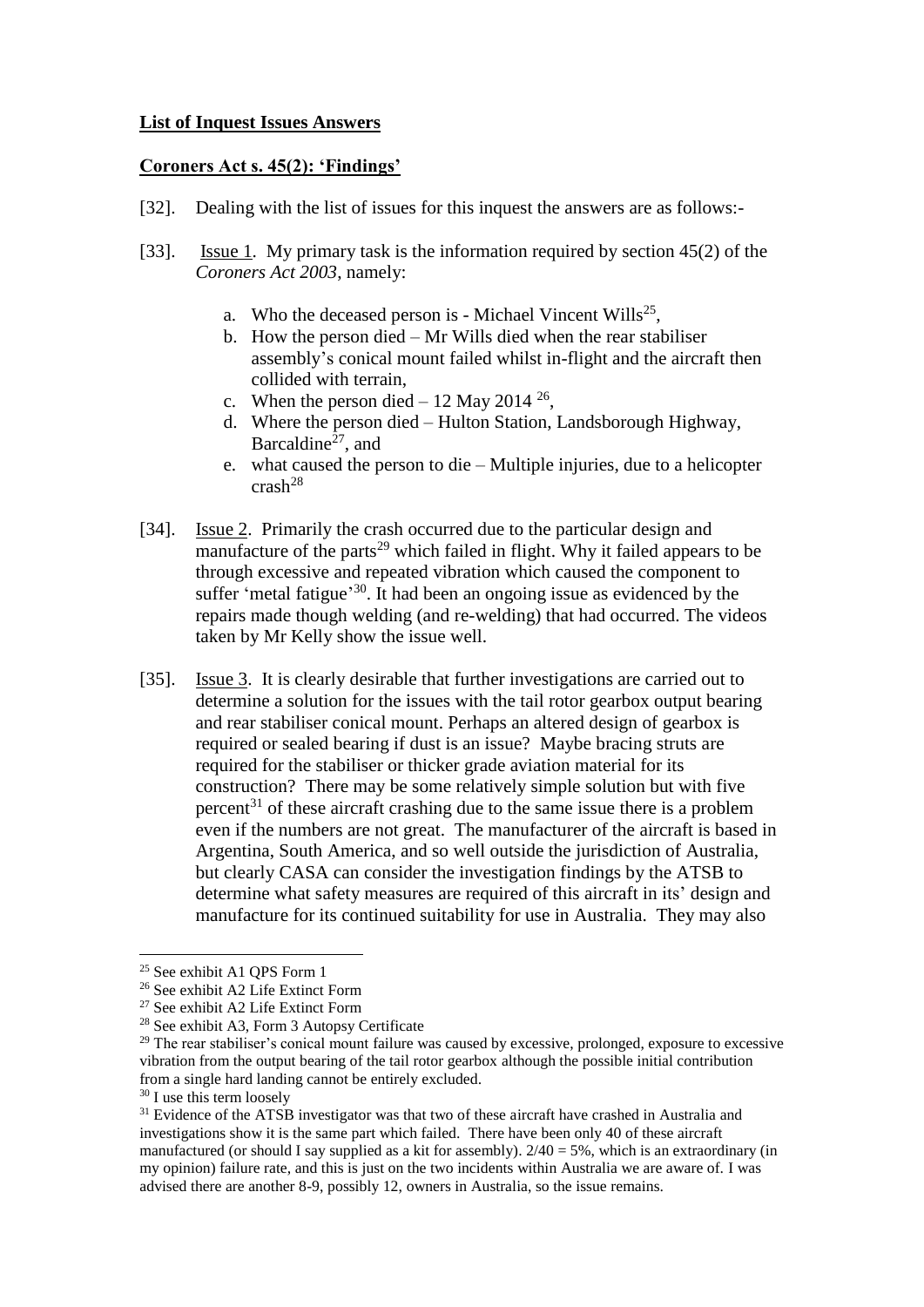**List of Inquest Issues Answers**

**Coroners Act s. 45(2): 'Findings'**

[32]. Dealing with the list of issues for this inquest the answers are as follows:-

[33]. Issue 1. My primary task is the information required by section 45(2) of the *Coroners Act 2003*, namely:

a. Who the deceased person is - Michael Vincent Wills[25],
b. How the person died – Mr Wills died when the rear stabiliser assembly's conical mount failed whilst in-flight and the aircraft then collided with terrain,
c. When the person died – 12 May 2014 [26],
d. Where the person died – Hulton Station, Landsborough Highway, Barcaldine[27], and
e. what caused the person to die – Multiple injuries, due to a helicopter crash[28]

[34]. Issue 2. Primarily the crash occurred due to the particular design and manufacture of the parts[29] which failed in flight. Why it failed appears to be through excessive and repeated vibration which caused the component to suffer 'metal fatigue'[30]. It had been an ongoing issue as evidenced by the repairs made though welding (and re-welding) that had occurred. The videos taken by Mr Kelly show the issue well.

[35]. Issue 3. It is clearly desirable that further investigations are carried out to determine a solution for the issues with the tail rotor gearbox output bearing and rear stabiliser conical mount. Perhaps an altered design of gearbox is required or sealed bearing if dust is an issue? Maybe bracing struts are required for the stabiliser or thicker grade aviation material for its construction? There may be some relatively simple solution but with five percent[31] of these aircraft crashing due to the same issue there is a problem even if the numbers are not great. The manufacturer of the aircraft is based in Argentina, South America, and so well outside the jurisdiction of Australia, but clearly CASA can consider the investigation findings by the ATSB to determine what safety measures are required of this aircraft in its' design and manufacture for its continued suitability for use in Australia. They may also

---

[25] See exhibit A1 QPS Form 1

[26] See exhibit A2 Life Extinct Form

[27] See exhibit A2 Life Extinct Form

[28] See exhibit A3, Form 3 Autopsy Certificate

[29] The rear stabiliser's conical mount failure was caused by excessive, prolonged, exposure to excessive vibration from the output bearing of the tail rotor gearbox although the possible initial contribution from a single hard landing cannot be entirely excluded.

[30] I use this term loosely

[31] Evidence of the ATSB investigator was that two of these aircraft have crashed in Australia and investigations show it is the same part which failed. There have been only 40 of these aircraft manufactured (or should I say supplied as a kit for assembly). 2/40 = 5%, which is an extraordinary (in my opinion) failure rate, and this is just on the two incidents within Australia we are aware of. I was advised there are another 8-9, possibly 12, owners in Australia, so the issue remains.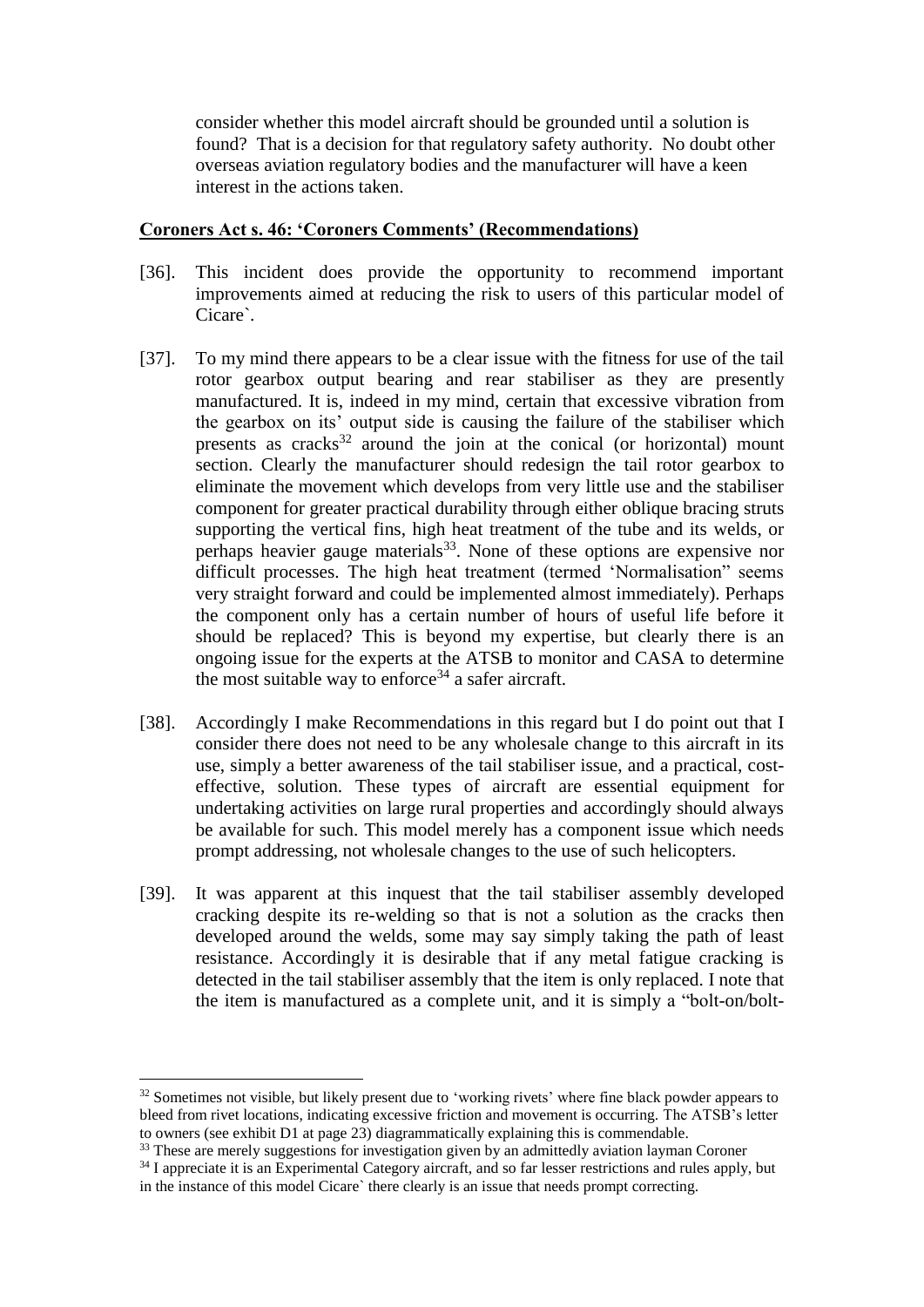consider whether this model aircraft should be grounded until a solution is found? That is a decision for that regulatory safety authority. No doubt other overseas aviation regulatory bodies and the manufacturer will have a keen interest in the actions taken.

**Coroners Act s. 46: 'Coroners Comments' (Recommendations)**

[36]. This incident does provide the opportunity to recommend important improvements aimed at reducing the risk to users of this particular model of Cicare`.

[37]. To my mind there appears to be a clear issue with the fitness for use of the tail rotor gearbox output bearing and rear stabiliser as they are presently manufactured. It is, indeed in my mind, certain that excessive vibration from the gearbox on its' output side is causing the failure of the stabiliser which presents as cracks[32] around the join at the conical (or horizontal) mount section. Clearly the manufacturer should redesign the tail rotor gearbox to eliminate the movement which develops from very little use and the stabiliser component for greater practical durability through either oblique bracing struts supporting the vertical fins, high heat treatment of the tube and its welds, or perhaps heavier gauge materials[33]. None of these options are expensive nor difficult processes. The high heat treatment (termed 'Normalisation" seems very straight forward and could be implemented almost immediately). Perhaps the component only has a certain number of hours of useful life before it should be replaced? This is beyond my expertise, but clearly there is an ongoing issue for the experts at the ATSB to monitor and CASA to determine the most suitable way to enforce[34] a safer aircraft.

[38]. Accordingly I make Recommendations in this regard but I do point out that I consider there does not need to be any wholesale change to this aircraft in its use, simply a better awareness of the tail stabiliser issue, and a practical, cost-effective, solution. These types of aircraft are essential equipment for undertaking activities on large rural properties and accordingly should always be available for such. This model merely has a component issue which needs prompt addressing, not wholesale changes to the use of such helicopters.

[39]. It was apparent at this inquest that the tail stabiliser assembly developed cracking despite its re-welding so that is not a solution as the cracks then developed around the welds, some may say simply taking the path of least resistance. Accordingly it is desirable that if any metal fatigue cracking is detected in the tail stabiliser assembly that the item is only replaced. I note that the item is manufactured as a complete unit, and it is simply a "bolt-on/bolt-

---

[32] Sometimes not visible, but likely present due to 'working rivets' where fine black powder appears to bleed from rivet locations, indicating excessive friction and movement is occurring. The ATSB's letter to owners (see exhibit D1 at page 23) diagrammatically explaining this is commendable.

[33] These are merely suggestions for investigation given by an admittedly aviation layman Coroner

[34] I appreciate it is an Experimental Category aircraft, and so far lesser restrictions and rules apply, but in the instance of this model Cicare` there clearly is an issue that needs prompt correcting.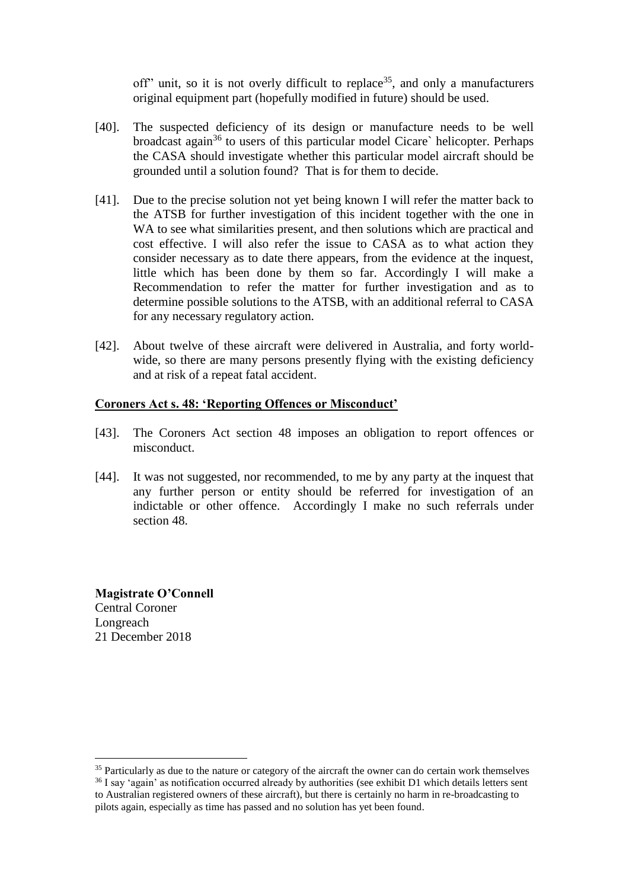off" unit, so it is not overly difficult to replace[35], and only a manufacturers original equipment part (hopefully modified in future) should be used.

[40]. The suspected deficiency of its design or manufacture needs to be well broadcast again[36] to users of this particular model Cicare` helicopter. Perhaps the CASA should investigate whether this particular model aircraft should be grounded until a solution found? That is for them to decide.

[41]. Due to the precise solution not yet being known I will refer the matter back to the ATSB for further investigation of this incident together with the one in WA to see what similarities present, and then solutions which are practical and cost effective. I will also refer the issue to CASA as to what action they consider necessary as to date there appears, from the evidence at the inquest, little which has been done by them so far. Accordingly I will make a Recommendation to refer the matter for further investigation and as to determine possible solutions to the ATSB, with an additional referral to CASA for any necessary regulatory action.

[42]. About twelve of these aircraft were delivered in Australia, and forty world-wide, so there are many persons presently flying with the existing deficiency and at risk of a repeat fatal accident.

**Coroners Act s. 48: 'Reporting Offences or Misconduct'**

[43]. The Coroners Act section 48 imposes an obligation to report offences or misconduct.

[44]. It was not suggested, nor recommended, to me by any party at the inquest that any further person or entity should be referred for investigation of an indictable or other offence. Accordingly I make no such referrals under section 48.

**Magistrate O'Connell**
Central Coroner
Longreach
21 December 2018

[35] Particularly as due to the nature or category of the aircraft the owner can do certain work themselves

[36] I say 'again' as notification occurred already by authorities (see exhibit D1 which details letters sent to Australian registered owners of these aircraft), but there is certainly no harm in re-broadcasting to pilots again, especially as time has passed and no solution has yet been found.